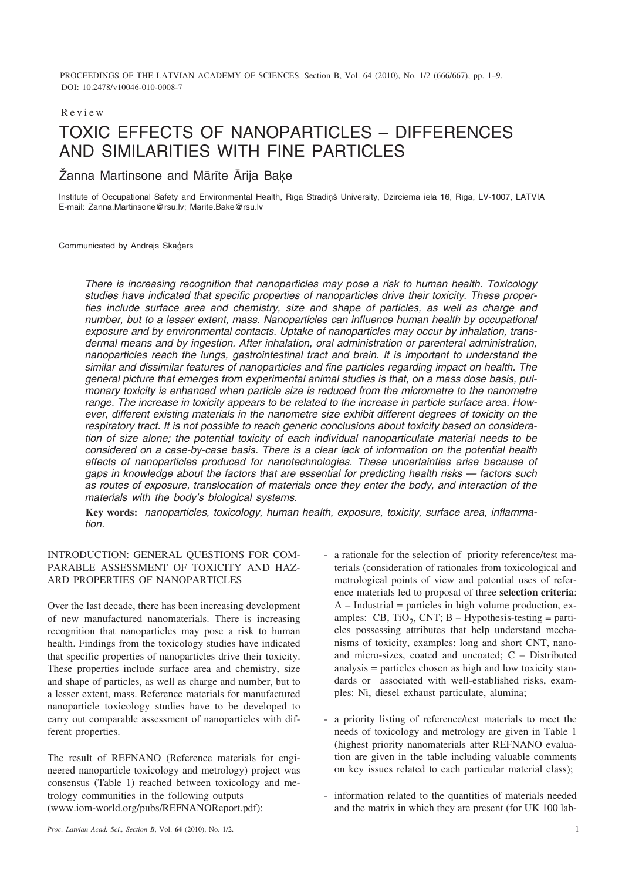Review

# TOXIC EFFECTS OF NANOPARTICLES – DIFFERENCES AND SIMILARITIES WITH FINE PARTICLES

Žanna Martinsone and Mārīte Ārija Baķe

Institute of Occupational Safety and Environmental Health, Rīga Stradiņš University, Dzirciema iela 16, Rīga, LV-1007, LATVIA
E-mail: Zanna.Martinsone@rsu.lv; Marite.Bake@rsu.lv

Communicated by Andrejs Skaģers

*There is increasing recognition that nanoparticles may pose a risk to human health. Toxicology studies have indicated that specific properties of nanoparticles drive their toxicity. These properties include surface area and chemistry, size and shape of particles, as well as charge and number, but to a lesser extent, mass. Nanoparticles can influence human health by occupational exposure and by environmental contacts. Uptake of nanoparticles may occur by inhalation, transdermal means and by ingestion. After inhalation, oral administration or parenteral administration, nanoparticles reach the lungs, gastrointestinal tract and brain. It is important to understand the similar and dissimilar features of nanoparticles and fine particles regarding impact on health. The general picture that emerges from experimental animal studies is that, on a mass dose basis, pulmonary toxicity is enhanced when particle size is reduced from the micrometre to the nanometre range. The increase in toxicity appears to be related to the increase in particle surface area. However, different existing materials in the nanometre size exhibit different degrees of toxicity on the respiratory tract. It is not possible to reach generic conclusions about toxicity based on consideration of size alone; the potential toxicity of each individual nanoparticulate material needs to be considered on a case-by-case basis. There is a clear lack of information on the potential health effects of nanoparticles produced for nanotechnologies. These uncertainties arise because of gaps in knowledge about the factors that are essential for predicting health risks — factors such as routes of exposure, translocation of materials once they enter the body, and interaction of the materials with the body's biological systems.*

**Key words:** *nanoparticles, toxicology, human health, exposure, toxicity, surface area, inflammation.*

## INTRODUCTION: GENERAL QUESTIONS FOR COMPARABLE ASSESSMENT OF TOXICITY AND HAZARD PROPERTIES OF NANOPARTICLES

Over the last decade, there has been increasing development of new manufactured nanomaterials. There is increasing recognition that nanoparticles may pose a risk to human health. Findings from the toxicology studies have indicated that specific properties of nanoparticles drive their toxicity. These properties include surface area and chemistry, size and shape of particles, as well as charge and number, but to a lesser extent, mass. Reference materials for manufactured nanoparticle toxicology studies have to be developed to carry out comparable assessment of nanoparticles with different properties.

The result of REFNANO (Reference materials for engineered nanoparticle toxicology and metrology) project was consensus (Table 1) reached between toxicology and metrology communities in the following outputs (www.iom-world.org/pubs/REFNANOReport.pdf):

- a rationale for the selection of priority reference/test materials (consideration of rationales from toxicological and metrological points of view and potential uses of reference materials led to proposal of three **selection criteria**: A – Industrial = particles in high volume production, examples: CB, $TiO_2$, CNT; B – Hypothesis-testing = particles possessing attributes that help understand mechanisms of toxicity, examples: long and short CNT, nano- and micro-sizes, coated and uncoated; C – Distributed analysis = particles chosen as high and low toxicity standards or associated with well-established risks, examples: Ni, diesel exhaust particulate, alumina;

- a priority listing of reference/test materials to meet the needs of toxicology and metrology are given in Table 1 (highest priority nanomaterials after REFNANO evaluation are given in the table including valuable comments on key issues related to each particular material class);

- information related to the quantities of materials needed and the matrix in which they are present (for UK 100 lab-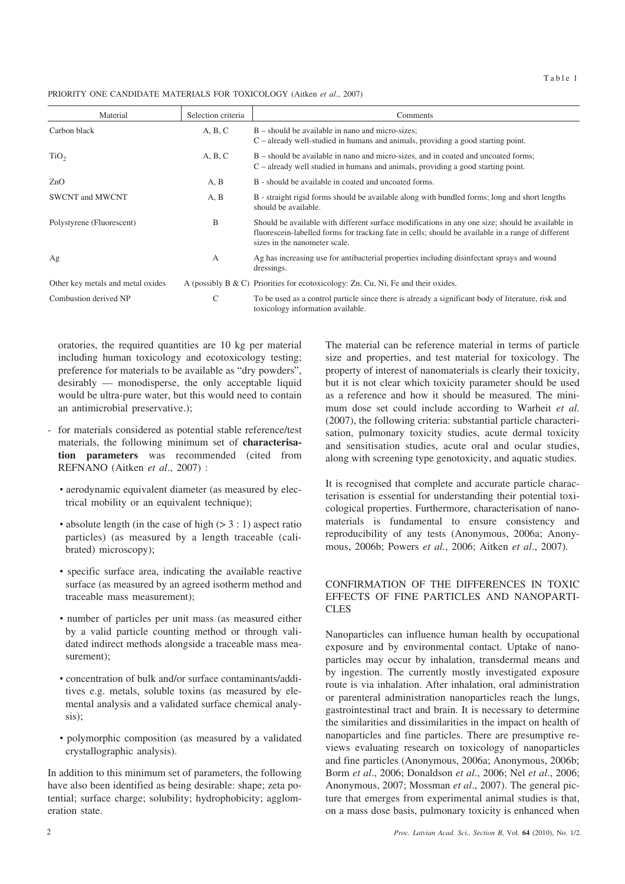Table 1

PRIORITY ONE CANDIDATE MATERIALS FOR TOXICOLOGY (Aitken *et al*., 2007)

| Material | Selection criteria | Comments |
|---|---|---|
| Carbon black | A, B, C | B – should be available in nano and micro-sizes; C – already well-studied in humans and animals, providing a good starting point. |
| $TiO_2$ | A, B, C | B – should be available in nano and micro-sizes, and in coated and uncoated forms; C – already well studied in humans and animals, providing a good starting point. |
| ZnO | A, B | B - should be available in coated and uncoated forms. |
| SWCNT and MWCNT | A, B | B - straight rigid forms should be available along with bundled forms; long and short lengths should be available. |
| Polystyrene (Fluorescent) | B | Should be available with different surface modifications in any one size; should be available in fluorescein-labelled forms for tracking fate in cells; should be available in a range of different sizes in the nanometer scale. |
| Ag | A | Ag has increasing use for antibacterial properties including disinfectant sprays and wound dressings. |
| Other key metals and metal oxides | A (possibly B & C) | Priorities for ecotoxicology: Zn, Cu, Ni, Fe and their oxides. |
| Combustion derived NP | C | To be used as a control particle since there is already a significant body of literature, risk and toxicology information available. |

oratories, the required quantities are 10 kg per material including human toxicology and ecotoxicology testing; preference for materials to be available as "dry powders", desirably — monodisperse, the only acceptable liquid would be ultra-pure water, but this would need to contain an antimicrobial preservative.);

- for materials considered as potential stable reference/test materials, the following minimum set of **characterisation parameters** was recommended (cited from REFNANO (Aitken *et al*., 2007) :
  - aerodynamic equivalent diameter (as measured by electrical mobility or an equivalent technique);
  - absolute length (in the case of high (> 3 : 1) aspect ratio particles) (as measured by a length traceable (calibrated) microscopy);
  - specific surface area, indicating the available reactive surface (as measured by an agreed isotherm method and traceable mass measurement);
  - number of particles per unit mass (as measured either by a valid particle counting method or through validated indirect methods alongside a traceable mass measurement);
  - concentration of bulk and/or surface contaminants/additives e.g. metals, soluble toxins (as measured by elemental analysis and a validated surface chemical analysis);
  - polymorphic composition (as measured by a validated crystallographic analysis).

In addition to this minimum set of parameters, the following have also been identified as being desirable: shape; zeta potential; surface charge; solubility; hydrophobicity; agglomeration state.

The material can be reference material in terms of particle size and properties, and test material for toxicology. The property of interest of nanomaterials is clearly their toxicity, but it is not clear which toxicity parameter should be used as a reference and how it should be measured. The minimum dose set could include according to Warheit *et al.* (2007), the following criteria: substantial particle characterisation, pulmonary toxicity studies, acute dermal toxicity and sensitisation studies, acute oral and ocular studies, along with screening type genotoxicity, and aquatic studies.

It is recognised that complete and accurate particle characterisation is essential for understanding their potential toxicological properties. Furthermore, characterisation of nanomaterials is fundamental to ensure consistency and reproducibility of any tests (Anonymous, 2006a; Anonymous, 2006b; Powers *et al.*, 2006; Aitken *et al*., 2007).

## CONFIRMATION OF THE DIFFERENCES IN TOXIC EFFECTS OF FINE PARTICLES AND NANOPARTICLES

Nanoparticles can influence human health by occupational exposure and by environmental contact. Uptake of nanoparticles may occur by inhalation, transdermal means and by ingestion. The currently mostly investigated exposure route is via inhalation. After inhalation, oral administration or parenteral administration nanoparticles reach the lungs, gastrointestinal tract and brain. It is necessary to determine the similarities and dissimilarities in the impact on health of nanoparticles and fine particles. There are presumptive reviews evaluating research on toxicology of nanoparticles and fine particles (Anonymous, 2006a; Anonymous, 2006b; Borm *et al*., 2006; Donaldson *et al*., 2006; Nel *et al*., 2006; Anonymous, 2007; Mossman *et al*., 2007). The general picture that emerges from experimental animal studies is that, on a mass dose basis, pulmonary toxicity is enhanced when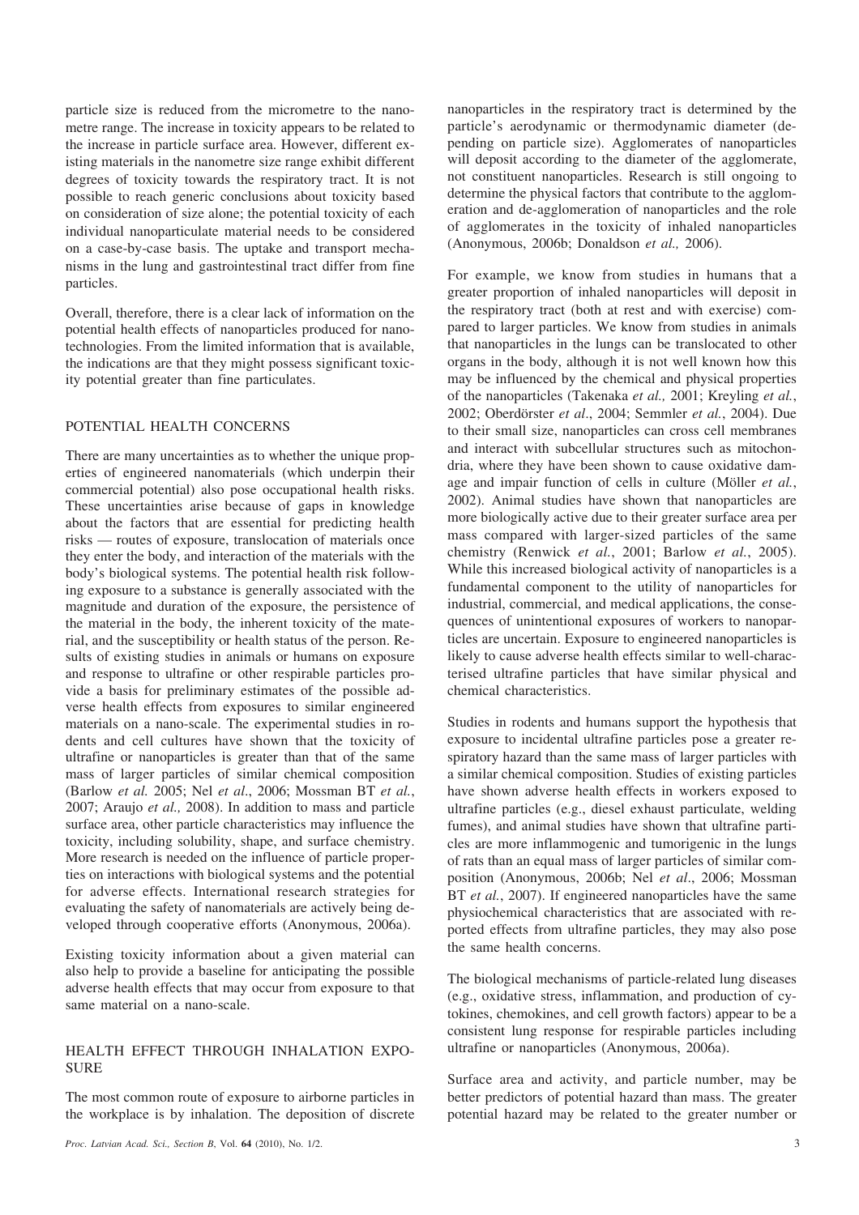particle size is reduced from the micrometre to the nanometre range. The increase in toxicity appears to be related to the increase in particle surface area. However, different existing materials in the nanometre size range exhibit different degrees of toxicity towards the respiratory tract. It is not possible to reach generic conclusions about toxicity based on consideration of size alone; the potential toxicity of each individual nanoparticulate material needs to be considered on a case-by-case basis. The uptake and transport mechanisms in the lung and gastrointestinal tract differ from fine particles.

Overall, therefore, there is a clear lack of information on the potential health effects of nanoparticles produced for nanotechnologies. From the limited information that is available, the indications are that they might possess significant toxicity potential greater than fine particulates.

## POTENTIAL HEALTH CONCERNS

There are many uncertainties as to whether the unique properties of engineered nanomaterials (which underpin their commercial potential) also pose occupational health risks. These uncertainties arise because of gaps in knowledge about the factors that are essential for predicting health risks — routes of exposure, translocation of materials once they enter the body, and interaction of the materials with the body's biological systems. The potential health risk following exposure to a substance is generally associated with the magnitude and duration of the exposure, the persistence of the material in the body, the inherent toxicity of the material, and the susceptibility or health status of the person. Results of existing studies in animals or humans on exposure and response to ultrafine or other respirable particles provide a basis for preliminary estimates of the possible adverse health effects from exposures to similar engineered materials on a nano-scale. The experimental studies in rodents and cell cultures have shown that the toxicity of ultrafine or nanoparticles is greater than that of the same mass of larger particles of similar chemical composition (Barlow *et al.* 2005; Nel *et al*., 2006; Mossman BT *et al.*, 2007; Araujo *et al.,* 2008). In addition to mass and particle surface area, other particle characteristics may influence the toxicity, including solubility, shape, and surface chemistry. More research is needed on the influence of particle properties on interactions with biological systems and the potential for adverse effects. International research strategies for evaluating the safety of nanomaterials are actively being developed through cooperative efforts (Anonymous, 2006a).

Existing toxicity information about a given material can also help to provide a baseline for anticipating the possible adverse health effects that may occur from exposure to that same material on a nano-scale.

## HEALTH EFFECT THROUGH INHALATION EXPOSURE

The most common route of exposure to airborne particles in the workplace is by inhalation. The deposition of discrete nanoparticles in the respiratory tract is determined by the particle's aerodynamic or thermodynamic diameter (depending on particle size). Agglomerates of nanoparticles will deposit according to the diameter of the agglomerate, not constituent nanoparticles. Research is still ongoing to determine the physical factors that contribute to the agglomeration and de-agglomeration of nanoparticles and the role of agglomerates in the toxicity of inhaled nanoparticles (Anonymous, 2006b; Donaldson *et al.,* 2006).

For example, we know from studies in humans that a greater proportion of inhaled nanoparticles will deposit in the respiratory tract (both at rest and with exercise) compared to larger particles. We know from studies in animals that nanoparticles in the lungs can be translocated to other organs in the body, although it is not well known how this may be influenced by the chemical and physical properties of the nanoparticles (Takenaka *et al.,* 2001; Kreyling *et al.*, 2002; Oberdörster *et al*., 2004; Semmler *et al.*, 2004). Due to their small size, nanoparticles can cross cell membranes and interact with subcellular structures such as mitochondria, where they have been shown to cause oxidative damage and impair function of cells in culture (Möller *et al.*, 2002). Animal studies have shown that nanoparticles are more biologically active due to their greater surface area per mass compared with larger-sized particles of the same chemistry (Renwick *et al.*, 2001; Barlow *et al.*, 2005). While this increased biological activity of nanoparticles is a fundamental component to the utility of nanoparticles for industrial, commercial, and medical applications, the consequences of unintentional exposures of workers to nanoparticles are uncertain. Exposure to engineered nanoparticles is likely to cause adverse health effects similar to well-characterised ultrafine particles that have similar physical and chemical characteristics.

Studies in rodents and humans support the hypothesis that exposure to incidental ultrafine particles pose a greater respiratory hazard than the same mass of larger particles with a similar chemical composition. Studies of existing particles have shown adverse health effects in workers exposed to ultrafine particles (e.g., diesel exhaust particulate, welding fumes), and animal studies have shown that ultrafine particles are more inflammogenic and tumorigenic in the lungs of rats than an equal mass of larger particles of similar composition (Anonymous, 2006b; Nel *et al*., 2006; Mossman BT *et al.*, 2007). If engineered nanoparticles have the same physiochemical characteristics that are associated with reported effects from ultrafine particles, they may also pose the same health concerns.

The biological mechanisms of particle-related lung diseases (e.g., oxidative stress, inflammation, and production of cytokines, chemokines, and cell growth factors) appear to be a consistent lung response for respirable particles including ultrafine or nanoparticles (Anonymous, 2006a).

Surface area and activity, and particle number, may be better predictors of potential hazard than mass. The greater potential hazard may be related to the greater number or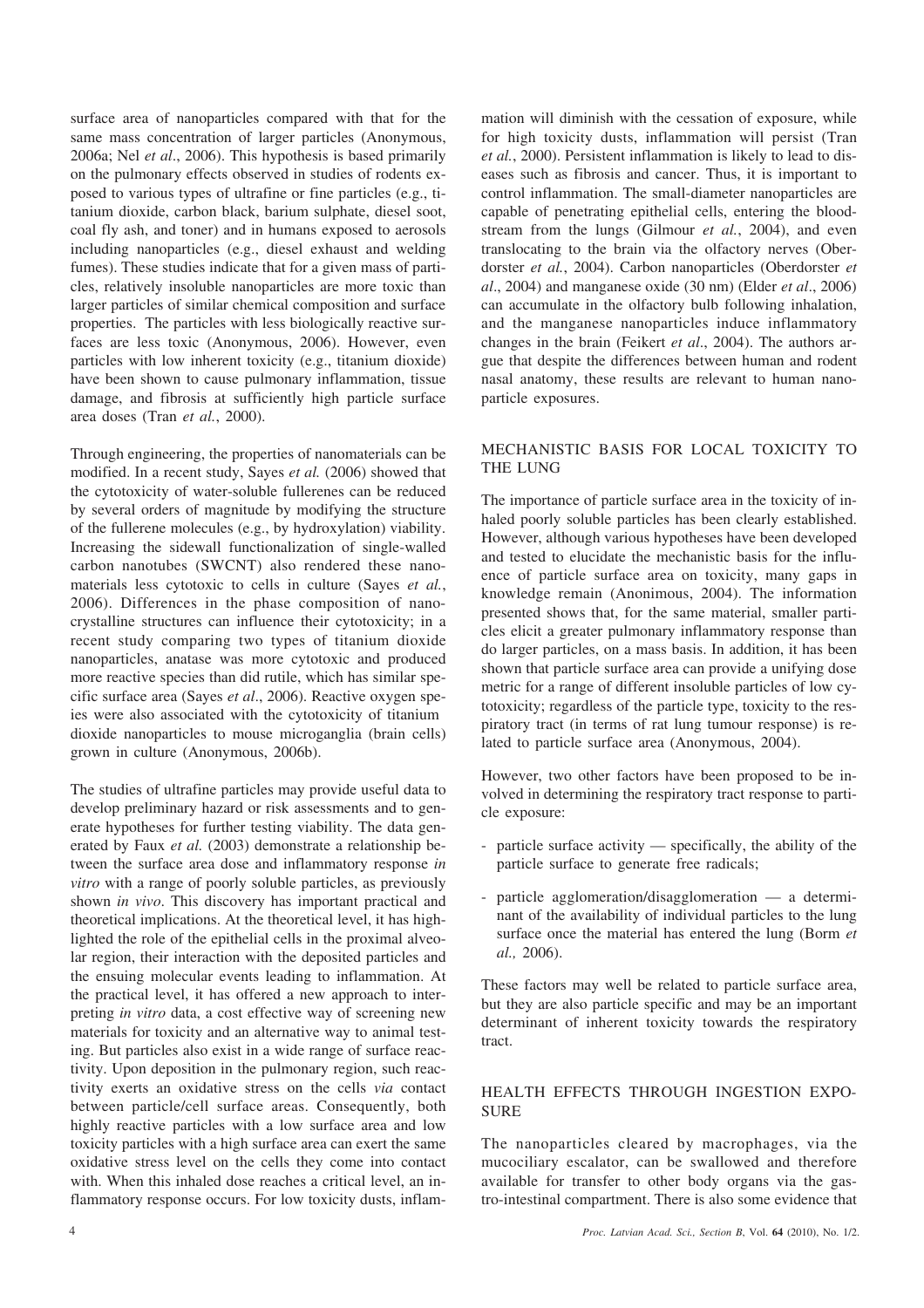surface area of nanoparticles compared with that for the same mass concentration of larger particles (Anonymous, 2006a; Nel *et al*., 2006). This hypothesis is based primarily on the pulmonary effects observed in studies of rodents exposed to various types of ultrafine or fine particles (e.g., titanium dioxide, carbon black, barium sulphate, diesel soot, coal fly ash, and toner) and in humans exposed to aerosols including nanoparticles (e.g., diesel exhaust and welding fumes). These studies indicate that for a given mass of particles, relatively insoluble nanoparticles are more toxic than larger particles of similar chemical composition and surface properties. The particles with less biologically reactive surfaces are less toxic (Anonymous, 2006). However, even particles with low inherent toxicity (e.g., titanium dioxide) have been shown to cause pulmonary inflammation, tissue damage, and fibrosis at sufficiently high particle surface area doses (Tran *et al.*, 2000).

Through engineering, the properties of nanomaterials can be modified. In a recent study, Sayes *et al.* (2006) showed that the cytotoxicity of water-soluble fullerenes can be reduced by several orders of magnitude by modifying the structure of the fullerene molecules (e.g., by hydroxylation) viability. Increasing the sidewall functionalization of single-walled carbon nanotubes (SWCNT) also rendered these nanomaterials less cytotoxic to cells in culture (Sayes *et al.*, 2006). Differences in the phase composition of nanocrystalline structures can influence their cytotoxicity; in a recent study comparing two types of titanium dioxide nanoparticles, anatase was more cytotoxic and produced more reactive species than did rutile, which has similar specific surface area (Sayes *et al*., 2006). Reactive oxygen species were also associated with the cytotoxicity of titanium dioxide nanoparticles to mouse microganglia (brain cells) grown in culture (Anonymous, 2006b).

The studies of ultrafine particles may provide useful data to develop preliminary hazard or risk assessments and to generate hypotheses for further testing viability. The data generated by Faux *et al.* (2003) demonstrate a relationship between the surface area dose and inflammatory response *in vitro* with a range of poorly soluble particles, as previously shown *in vivo*. This discovery has important practical and theoretical implications. At the theoretical level, it has highlighted the role of the epithelial cells in the proximal alveolar region, their interaction with the deposited particles and the ensuing molecular events leading to inflammation. At the practical level, it has offered a new approach to interpreting *in vitro* data, a cost effective way of screening new materials for toxicity and an alternative way to animal testing. But particles also exist in a wide range of surface reactivity. Upon deposition in the pulmonary region, such reactivity exerts an oxidative stress on the cells *via* contact between particle/cell surface areas. Consequently, both highly reactive particles with a low surface area and low toxicity particles with a high surface area can exert the same oxidative stress level on the cells they come into contact with. When this inhaled dose reaches a critical level, an inflammatory response occurs. For low toxicity dusts, inflammation will diminish with the cessation of exposure, while for high toxicity dusts, inflammation will persist (Tran *et al.*, 2000). Persistent inflammation is likely to lead to diseases such as fibrosis and cancer. Thus, it is important to control inflammation. The small-diameter nanoparticles are capable of penetrating epithelial cells, entering the bloodstream from the lungs (Gilmour *et al.*, 2004), and even translocating to the brain via the olfactory nerves (Oberdorster *et al.*, 2004). Carbon nanoparticles (Oberdorster *et al*., 2004) and manganese oxide (30 nm) (Elder *et al*., 2006) can accumulate in the olfactory bulb following inhalation, and the manganese nanoparticles induce inflammatory changes in the brain (Feikert *et al*., 2004). The authors argue that despite the differences between human and rodent nasal anatomy, these results are relevant to human nanoparticle exposures.

## MECHANISTIC BASIS FOR LOCAL TOXICITY TO THE LUNG

The importance of particle surface area in the toxicity of inhaled poorly soluble particles has been clearly established. However, although various hypotheses have been developed and tested to elucidate the mechanistic basis for the influence of particle surface area on toxicity, many gaps in knowledge remain (Anonimous, 2004). The information presented shows that, for the same material, smaller particles elicit a greater pulmonary inflammatory response than do larger particles, on a mass basis. In addition, it has been shown that particle surface area can provide a unifying dose metric for a range of different insoluble particles of low cytotoxicity; regardless of the particle type, toxicity to the respiratory tract (in terms of rat lung tumour response) is related to particle surface area (Anonymous, 2004).

However, two other factors have been proposed to be involved in determining the respiratory tract response to particle exposure:

- particle surface activity — specifically, the ability of the particle surface to generate free radicals;
- particle agglomeration/disagglomeration — a determinant of the availability of individual particles to the lung surface once the material has entered the lung (Borm *et al.,* 2006).

These factors may well be related to particle surface area, but they are also particle specific and may be an important determinant of inherent toxicity towards the respiratory tract.

## HEALTH EFFECTS THROUGH INGESTION EXPOSURE

The nanoparticles cleared by macrophages, via the mucociliary escalator, can be swallowed and therefore available for transfer to other body organs via the gastro-intestinal compartment. There is also some evidence that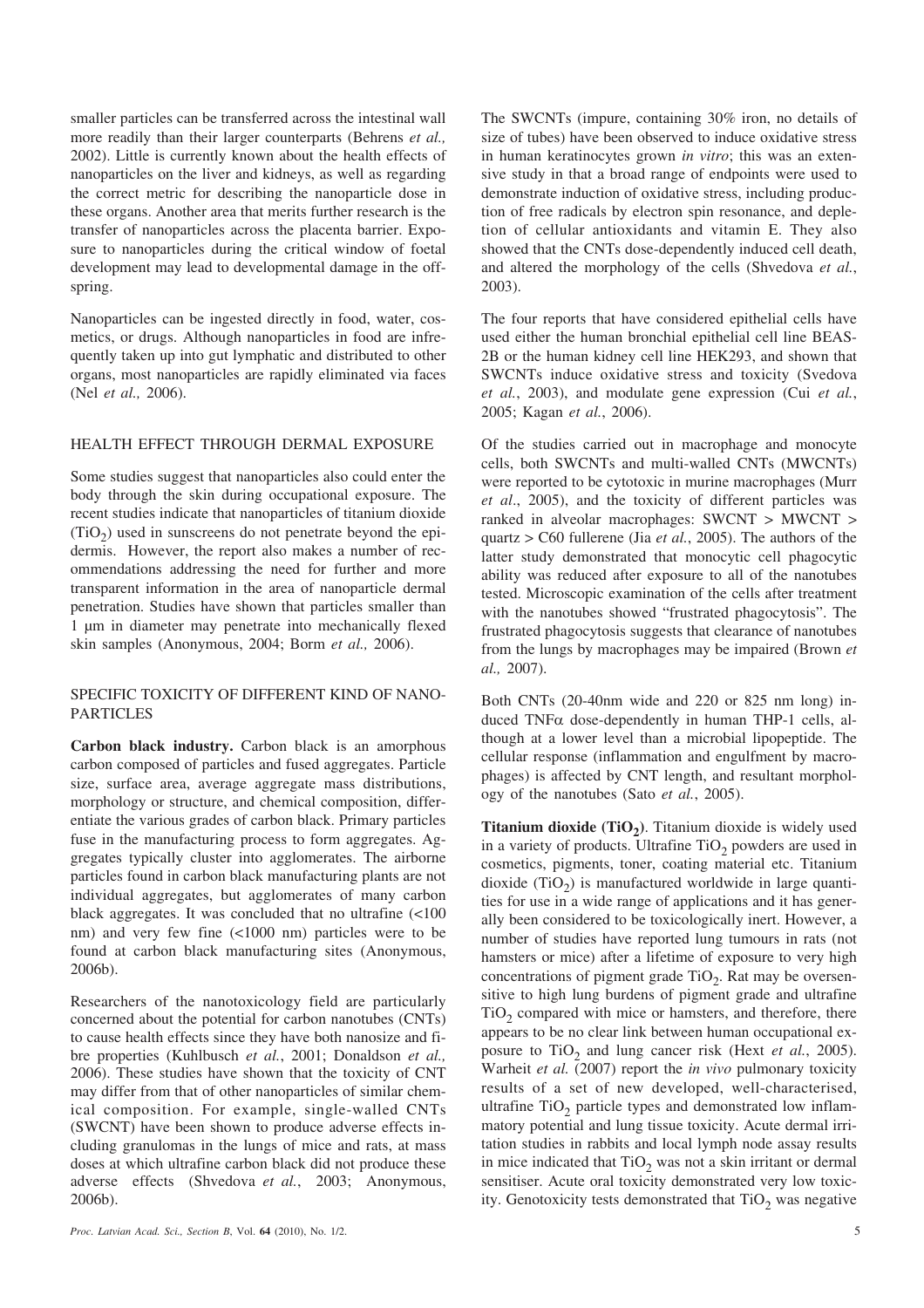smaller particles can be transferred across the intestinal wall more readily than their larger counterparts (Behrens *et al.,* 2002). Little is currently known about the health effects of nanoparticles on the liver and kidneys, as well as regarding the correct metric for describing the nanoparticle dose in these organs. Another area that merits further research is the transfer of nanoparticles across the placenta barrier. Exposure to nanoparticles during the critical window of foetal development may lead to developmental damage in the offspring.

Nanoparticles can be ingested directly in food, water, cosmetics, or drugs. Although nanoparticles in food are infrequently taken up into gut lymphatic and distributed to other organs, most nanoparticles are rapidly eliminated via faces (Nel *et al.,* 2006).

## HEALTH EFFECT THROUGH DERMAL EXPOSURE

Some studies suggest that nanoparticles also could enter the body through the skin during occupational exposure. The recent studies indicate that nanoparticles of titanium dioxide ($TiO_2$) used in sunscreens do not penetrate beyond the epidermis. However, the report also makes a number of recommendations addressing the need for further and more transparent information in the area of nanoparticle dermal penetration. Studies have shown that particles smaller than 1 μm in diameter may penetrate into mechanically flexed skin samples (Anonymous, 2004; Borm *et al.,* 2006).

## SPECIFIC TOXICITY OF DIFFERENT KIND OF NANOPARTICLES

**Carbon black industry.** Carbon black is an amorphous carbon composed of particles and fused aggregates. Particle size, surface area, average aggregate mass distributions, morphology or structure, and chemical composition, differentiate the various grades of carbon black. Primary particles fuse in the manufacturing process to form aggregates. Aggregates typically cluster into agglomerates. The airborne particles found in carbon black manufacturing plants are not individual aggregates, but agglomerates of many carbon black aggregates. It was concluded that no ultrafine (<100 nm) and very few fine (<1000 nm) particles were to be found at carbon black manufacturing sites (Anonymous, 2006b).

Researchers of the nanotoxicology field are particularly concerned about the potential for carbon nanotubes (CNTs) to cause health effects since they have both nanosize and fibre properties (Kuhlbusch *et al.*, 2001; Donaldson *et al.,* 2006). These studies have shown that the toxicity of CNT may differ from that of other nanoparticles of similar chemical composition. For example, single-walled CNTs (SWCNT) have been shown to produce adverse effects including granulomas in the lungs of mice and rats, at mass doses at which ultrafine carbon black did not produce these adverse effects (Shvedova *et al.*, 2003; Anonymous, 2006b).

The SWCNTs (impure, containing 30% iron, no details of size of tubes) have been observed to induce oxidative stress in human keratinocytes grown *in vitro*; this was an extensive study in that a broad range of endpoints were used to demonstrate induction of oxidative stress, including production of free radicals by electron spin resonance, and depletion of cellular antioxidants and vitamin E. They also showed that the CNTs dose-dependently induced cell death, and altered the morphology of the cells (Shvedova *et al.*, 2003).

The four reports that have considered epithelial cells have used either the human bronchial epithelial cell line BEAS-2B or the human kidney cell line HEK293, and shown that SWCNTs induce oxidative stress and toxicity (Svedova *et al.*, 2003), and modulate gene expression (Cui *et al.*, 2005; Kagan *et al.*, 2006).

Of the studies carried out in macrophage and monocyte cells, both SWCNTs and multi-walled CNTs (MWCNTs) were reported to be cytotoxic in murine macrophages (Murr *et al*., 2005), and the toxicity of different particles was ranked in alveolar macrophages: SWCNT > MWCNT > quartz > C60 fullerene (Jia *et al.*, 2005). The authors of the latter study demonstrated that monocytic cell phagocytic ability was reduced after exposure to all of the nanotubes tested. Microscopic examination of the cells after treatment with the nanotubes showed "frustrated phagocytosis". The frustrated phagocytosis suggests that clearance of nanotubes from the lungs by macrophages may be impaired (Brown *et al.,* 2007).

Both CNTs (20-40nm wide and 220 or 825 nm long) induced TNFα dose-dependently in human THP-1 cells, although at a lower level than a microbial lipopeptide. The cellular response (inflammation and engulfment by macrophages) is affected by CNT length, and resultant morphology of the nanotubes (Sato *et al.*, 2005).

**Titanium dioxide ($TiO_2$).** Titanium dioxide is widely used in a variety of products. Ultrafine $TiO_2$ powders are used in cosmetics, pigments, toner, coating material etc. Titanium dioxide ($TiO_2$) is manufactured worldwide in large quantities for use in a wide range of applications and it has generally been considered to be toxicologically inert. However, a number of studies have reported lung tumours in rats (not hamsters or mice) after a lifetime of exposure to very high concentrations of pigment grade $TiO_2$. Rat may be oversensitive to high lung burdens of pigment grade and ultrafine $TiO_2$ compared with mice or hamsters, and therefore, there appears to be no clear link between human occupational exposure to $TiO_2$ and lung cancer risk (Hext *et al.*, 2005). Warheit *et al.* (2007) report the *in vivo* pulmonary toxicity results of a set of new developed, well-characterised, ultrafine $TiO_2$ particle types and demonstrated low inflammatory potential and lung tissue toxicity. Acute dermal irritation studies in rabbits and local lymph node assay results in mice indicated that $TiO_2$ was not a skin irritant or dermal sensitiser. Acute oral toxicity demonstrated very low toxicity. Genotoxicity tests demonstrated that $TiO_2$ was negative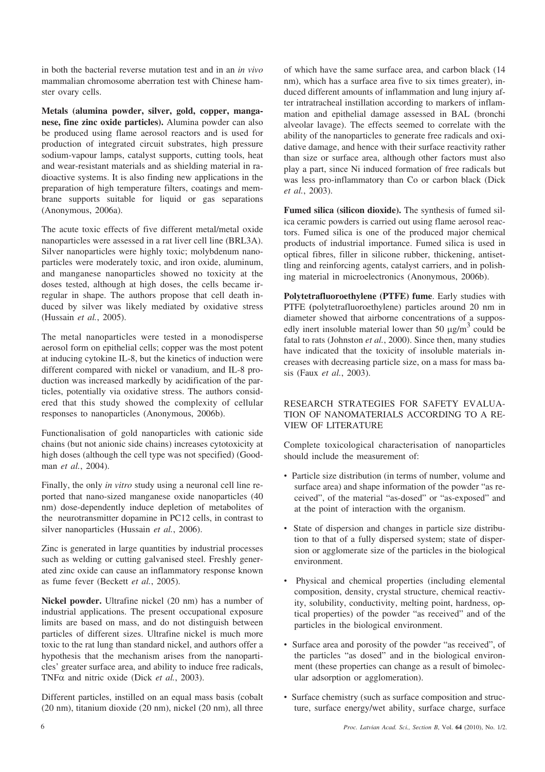in both the bacterial reverse mutation test and in an *in vivo* mammalian chromosome aberration test with Chinese hamster ovary cells.

**Metals (alumina powder, silver, gold, copper, manganese, fine zinc oxide particles).** Alumina powder can also be produced using flame aerosol reactors and is used for production of integrated circuit substrates, high pressure sodium-vapour lamps, catalyst supports, cutting tools, heat and wear-resistant materials and as shielding material in radioactive systems. It is also finding new applications in the preparation of high temperature filters, coatings and membrane supports suitable for liquid or gas separations (Anonymous, 2006a).

The acute toxic effects of five different metal/metal oxide nanoparticles were assessed in a rat liver cell line (BRL3A). Silver nanoparticles were highly toxic; molybdenum nanoparticles were moderately toxic, and iron oxide, aluminum, and manganese nanoparticles showed no toxicity at the doses tested, although at high doses, the cells became irregular in shape. The authors propose that cell death induced by silver was likely mediated by oxidative stress (Hussain *et al.*, 2005).

The metal nanoparticles were tested in a monodisperse aerosol form on epithelial cells; copper was the most potent at inducing cytokine IL-8, but the kinetics of induction were different compared with nickel or vanadium, and IL-8 production was increased markedly by acidification of the particles, potentially via oxidative stress. The authors considered that this study showed the complexity of cellular responses to nanoparticles (Anonymous, 2006b).

Functionalisation of gold nanoparticles with cationic side chains (but not anionic side chains) increases cytotoxicity at high doses (although the cell type was not specified) (Goodman *et al.*, 2004).

Finally, the only *in vitro* study using a neuronal cell line reported that nano-sized manganese oxide nanoparticles (40 nm) dose-dependently induce depletion of metabolites of the neurotransmitter dopamine in PC12 cells, in contrast to silver nanoparticles (Hussain *et al.*, 2006).

Zinc is generated in large quantities by industrial processes such as welding or cutting galvanised steel. Freshly generated zinc oxide can cause an inflammatory response known as fume fever (Beckett *et al.*, 2005).

**Nickel powder.** Ultrafine nickel (20 nm) has a number of industrial applications. The present occupational exposure limits are based on mass, and do not distinguish between particles of different sizes. Ultrafine nickel is much more toxic to the rat lung than standard nickel, and authors offer a hypothesis that the mechanism arises from the nanoparticles' greater surface area, and ability to induce free radicals, TNF$\alpha$ and nitric oxide (Dick *et al.*, 2003).

Different particles, instilled on an equal mass basis (cobalt (20 nm), titanium dioxide (20 nm), nickel (20 nm), all three of which have the same surface area, and carbon black (14 nm), which has a surface area five to six times greater), induced different amounts of inflammation and lung injury after intratracheal instillation according to markers of inflammation and epithelial damage assessed in BAL (bronchi alveolar lavage). The effects seemed to correlate with the ability of the nanoparticles to generate free radicals and oxidative damage, and hence with their surface reactivity rather than size or surface area, although other factors must also play a part, since Ni induced formation of free radicals but was less pro-inflammatory than Co or carbon black (Dick *et al.*, 2003).

**Fumed silica (silicon dioxide).** The synthesis of fumed silica ceramic powders is carried out using flame aerosol reactors. Fumed silica is one of the produced major chemical products of industrial importance. Fumed silica is used in optical fibres, filler in silicone rubber, thickening, antisettling and reinforcing agents, catalyst carriers, and in polishing material in microelectronics (Anonymous, 2006b).

**Polytetrafluoroethylene (PTFE) fume**. Early studies with PTFE (polytetrafluoroethylene) particles around 20 nm in diameter showed that airborne concentrations of a supposedly inert insoluble material lower than 50 $\mu g/m^3$ could be fatal to rats (Johnston *et al.*, 2000). Since then, many studies have indicated that the toxicity of insoluble materials increases with decreasing particle size, on a mass for mass basis (Faux *et al.*, 2003).

## RESEARCH STRATEGIES FOR SAFETY EVALUATION OF NANOMATERIALS ACCORDING TO A REVIEW OF LITERATURE

Complete toxicological characterisation of nanoparticles should include the measurement of:

- Particle size distribution (in terms of number, volume and surface area) and shape information of the powder "as received", of the material "as-dosed" or "as-exposed" and at the point of interaction with the organism.
- State of dispersion and changes in particle size distribution to that of a fully dispersed system; state of dispersion or agglomerate size of the particles in the biological environment.
- Physical and chemical properties (including elemental composition, density, crystal structure, chemical reactivity, solubility, conductivity, melting point, hardness, optical properties) of the powder "as received" and of the particles in the biological environment.
- Surface area and porosity of the powder "as received", of the particles "as dosed" and in the biological environment (these properties can change as a result of bimolecular adsorption or agglomeration).
- Surface chemistry (such as surface composition and structure, surface energy/wet ability, surface charge, surface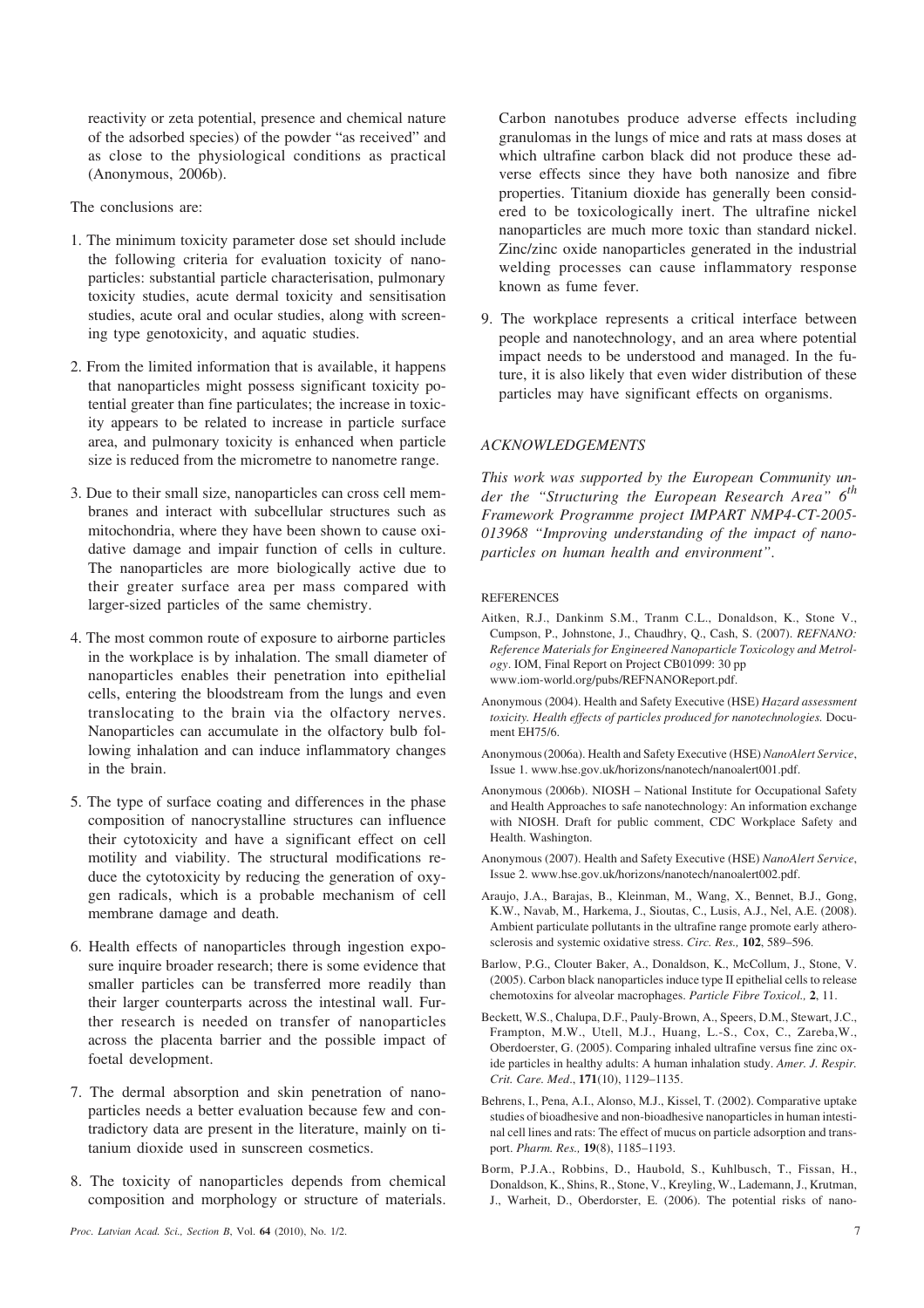reactivity or zeta potential, presence and chemical nature of the adsorbed species) of the powder "as received" and as close to the physiological conditions as practical (Anonymous, 2006b).

The conclusions are:

1. The minimum toxicity parameter dose set should include the following criteria for evaluation toxicity of nanoparticles: substantial particle characterisation, pulmonary toxicity studies, acute dermal toxicity and sensitisation studies, acute oral and ocular studies, along with screening type genotoxicity, and aquatic studies.

2. From the limited information that is available, it happens that nanoparticles might possess significant toxicity potential greater than fine particulates; the increase in toxicity appears to be related to increase in particle surface area, and pulmonary toxicity is enhanced when particle size is reduced from the micrometre to nanometre range.

3. Due to their small size, nanoparticles can cross cell membranes and interact with subcellular structures such as mitochondria, where they have been shown to cause oxidative damage and impair function of cells in culture. The nanoparticles are more biologically active due to their greater surface area per mass compared with larger-sized particles of the same chemistry.

4. The most common route of exposure to airborne particles in the workplace is by inhalation. The small diameter of nanoparticles enables their penetration into epithelial cells, entering the bloodstream from the lungs and even translocating to the brain via the olfactory nerves. Nanoparticles can accumulate in the olfactory bulb following inhalation and can induce inflammatory changes in the brain.

5. The type of surface coating and differences in the phase composition of nanocrystalline structures can influence their cytotoxicity and have a significant effect on cell motility and viability. The structural modifications reduce the cytotoxicity by reducing the generation of oxygen radicals, which is a probable mechanism of cell membrane damage and death.

6. Health effects of nanoparticles through ingestion exposure inquire broader research; there is some evidence that smaller particles can be transferred more readily than their larger counterparts across the intestinal wall. Further research is needed on transfer of nanoparticles across the placenta barrier and the possible impact of foetal development.

7. The dermal absorption and skin penetration of nanoparticles needs a better evaluation because few and contradictory data are present in the literature, mainly on titanium dioxide used in sunscreen cosmetics.

8. The toxicity of nanoparticles depends from chemical composition and morphology or structure of materials. Carbon nanotubes produce adverse effects including granulomas in the lungs of mice and rats at mass doses at which ultrafine carbon black did not produce these adverse effects since they have both nanosize and fibre properties. Titanium dioxide has generally been considered to be toxicologically inert. The ultrafine nickel nanoparticles are much more toxic than standard nickel. Zinc/zinc oxide nanoparticles generated in the industrial welding processes can cause inflammatory response known as fume fever.

9. The workplace represents a critical interface between people and nanotechnology, and an area where potential impact needs to be understood and managed. In the future, it is also likely that even wider distribution of these particles may have significant effects on organisms.

## ACKNOWLEDGEMENTS

*This work was supported by the European Community under the "Structuring the European Research Area" 6th Framework Programme project IMPART NMP4-CT-2005-013968 "Improving understanding of the impact of nanoparticles on human health and environment".*

## REFERENCES

Aitken, R.J., Dankinm S.M., Tranm C.L., Donaldson, K., Stone V., Cumpson, P., Johnstone, J., Chaudhry, Q., Cash, S. (2007). *REFNANO: Reference Materials for Engineered Nanoparticle Toxicology and Metrology*. IOM, Final Report on Project CB01099: 30 pp www.iom-world.org/pubs/REFNANOReport.pdf.

Anonymous (2004). Health and Safety Executive (HSE) *Hazard assessment toxicity. Health effects of particles produced for nanotechnologies.* Document EH75/6.

Anonymous (2006a). Health and Safety Executive (HSE) *NanoAlert Service*, Issue 1. www.hse.gov.uk/horizons/nanotech/nanoalert001.pdf.

Anonymous (2006b). NIOSH – National Institute for Occupational Safety and Health Approaches to safe nanotechnology: An information exchange with NIOSH. Draft for public comment, CDC Workplace Safety and Health. Washington.

Anonymous (2007). Health and Safety Executive (HSE) *NanoAlert Service*, Issue 2. www.hse.gov.uk/horizons/nanotech/nanoalert002.pdf.

Araujo, J.A., Barajas, B., Kleinman, M., Wang, X., Bennet, B.J., Gong, K.W., Navab, M., Harkema, J., Sioutas, C., Lusis, A.J., Nel, A.E. (2008). Ambient particulate pollutants in the ultrafine range promote early atherosclerosis and systemic oxidative stress. *Circ. Res.,* **102**, 589–596.

Barlow, P.G., Clouter Baker, A., Donaldson, K., McCollum, J., Stone, V. (2005). Carbon black nanoparticles induce type II epithelial cells to release chemotoxins for alveolar macrophages. *Particle Fibre Toxicol.,* **2**, 11.

Beckett, W.S., Chalupa, D.F., Pauly-Brown, A., Speers, D.M., Stewart, J.C., Frampton, M.W., Utell, M.J., Huang, L.-S., Cox, C., Zareba,W., Oberdoerster, G. (2005). Comparing inhaled ultrafine versus fine zinc oxide particles in healthy adults: A human inhalation study. *Amer. J. Respir. Crit. Care. Med*., **171**(10), 1129–1135.

Behrens, I., Pena, A.I., Alonso, M.J., Kissel, T. (2002). Comparative uptake studies of bioadhesive and non-bioadhesive nanoparticles in human intestinal cell lines and rats: The effect of mucus on particle adsorption and transport. *Pharm. Res.,* **19**(8), 1185–1193.

Borm, P.J.A., Robbins, D., Haubold, S., Kuhlbusch, T., Fissan, H., Donaldson, K., Shins, R., Stone, V., Kreyling, W., Lademann, J., Krutman, J., Warheit, D., Oberdorster, E. (2006). The potential risks of nano-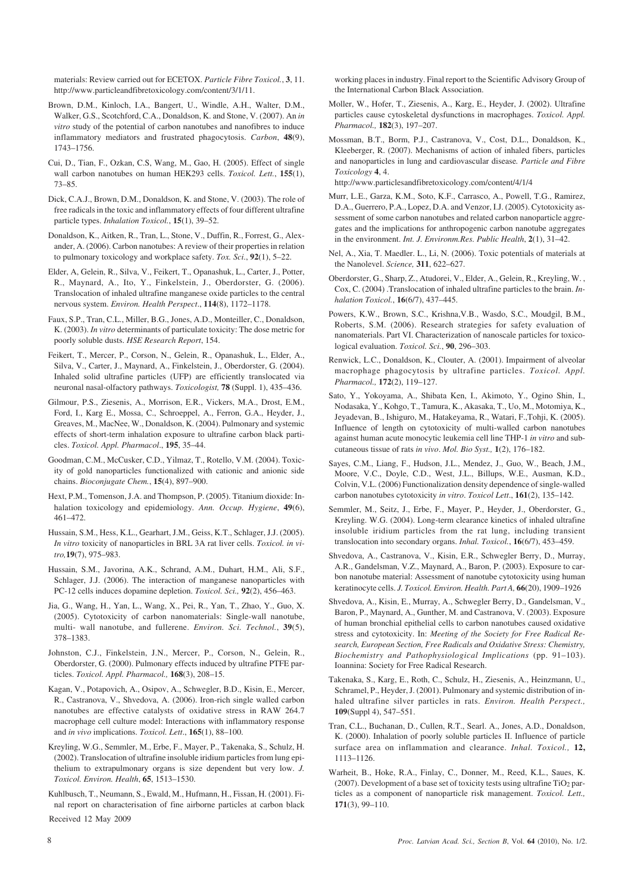materials: Review carried out for ECETOX. *Particle Fibre Toxicol.*, **3**, 11. http://www.particleandfibretoxicology.com/content/3/1/11.

Brown, D.M., Kinloch, I.A., Bangert, U., Windle, A.H., Walter, D.M., Walker, G.S., Scotchford, C.A., Donaldson, K. and Stone, V. (2007). An *in vitro* study of the potential of carbon nanotubes and nanofibres to induce inflammatory mediators and frustrated phagocytosis. *Carbon*, **48**(9), 1743–1756.

Cui, D., Tian, F., Ozkan, C.S, Wang, M., Gao, H. (2005). Effect of single wall carbon nanotubes on human HEK293 cells. *Toxicol. Lett.*, **155**(1), 73–85.

Dick, C.A.J., Brown, D.M., Donaldson, K. and Stone, V. (2003). The role of free radicals in the toxic and inflammatory effects of four different ultrafine particle types. *Inhalation Toxicol.*, **15**(1), 39–52.

Donaldson, K., Aitken, R., Tran, L., Stone, V., Duffin, R., Forrest, G., Alexander, A. (2006). Carbon nanotubes: A review of their properties in relation to pulmonary toxicology and workplace safety. *Tox. Sci.*, **92**(1), 5–22.

Elder, A, Gelein, R., Silva, V., Feikert, T., Opanashuk, L., Carter, J., Potter, R., Maynard, A., Ito, Y., Finkelstein, J., Oberdorster, G. (2006). Translocation of inhaled ultrafine manganese oxide particles to the central nervous system. *Environ. Health Perspect*., **114**(8), 1172–1178.

Faux, S.P., Tran, C.L., Miller, B.G., Jones, A.D., Monteiller, C., Donaldson, K. (2003). *In vitro* determinants of particulate toxicity: The dose metric for poorly soluble dusts. *HSE Research Report*, 154.

Feikert, T., Mercer, P., Corson, N., Gelein, R., Opanashuk, L., Elder, A., Silva, V., Carter, J., Maynard, A., Finkelstein, J., Oberdorster, G. (2004). Inhaled solid ultrafine particles (UFP) are efficiently translocated via neuronal nasal-olfactory pathways. *Toxicologist,* **78** (Suppl. 1), 435–436.

Gilmour, P.S., Ziesenis, A., Morrison, E.R., Vickers, M.A., Drost, E.M., Ford, I., Karg E., Mossa, C., Schroeppel, A., Ferron, G.A., Heyder, J., Greaves, M., MacNee, W., Donaldson, K. (2004). Pulmonary and systemic effects of short-term inhalation exposure to ultrafine carbon black particles. *Toxicol. Appl. Pharmacol*., **195**, 35–44.

Goodman, C.M., McCusker, C.D., Yilmaz, T., Rotello, V.M. (2004). Toxicity of gold nanoparticles functionalized with cationic and anionic side chains. *Bioconjugate Chem.*, **15**(4), 897–900.

Hext, P.M., Tomenson, J.A. and Thompson, P. (2005). Titanium dioxide: Inhalation toxicology and epidemiology. *Ann. Occup. Hygiene*, **49**(6), 461–472.

Hussain, S.M., Hess, K.L., Gearhart, J.M., Geiss, K.T., Schlager, J.J. (2005). *In vitro* toxicity of nanoparticles in BRL 3A rat liver cells. *Toxicol. in vitro,***19**(7), 975–983.

Hussain, S.M., Javorina, A.K., Schrand, A.M., Duhart, H.M., Ali, S.F., Schlager, J.J. (2006). The interaction of manganese nanoparticles with PC-12 cells induces dopamine depletion. *Toxicol. Sci.,* **92**(2), 456–463.

Jia, G., Wang, H., Yan, L., Wang, X., Pei, R., Yan, T., Zhao, Y., Guo, X. (2005). Cytotoxicity of carbon nanomaterials: Single-wall nanotube, multi- wall nanotube, and fullerene. *Environ. Sci. Technol.*, **39**(5), 378–1383.

Johnston, C.J., Finkelstein, J.N., Mercer, P., Corson, N., Gelein, R., Oberdorster, G. (2000). Pulmonary effects induced by ultrafine PTFE particles. *Toxicol. Appl. Pharmacol.,* **168**(3), 208–15.

Kagan, V., Potapovich, A., Osipov, A., Schwegler, B.D., Kisin, E., Mercer, R., Castranova, V., Shvedova, A. (2006). Iron-rich single walled carbon nanotubes are effective catalysts of oxidative stress in RAW 264.7 macrophage cell culture model: Interactions with inflammatory response and *in vivo* implications. *Toxicol. Lett*., **165**(1), 88–100.

Kreyling, W.G., Semmler, M., Erbe, F., Mayer, P., Takenaka, S., Schulz, H. (2002). Translocation of ultrafine insoluble iridium particles from lung epithelium to extrapulmonary organs is size dependent but very low. *J. Toxicol. Environ. Health*, **65**, 1513–1530.

Kuhlbusch, T., Neumann, S., Ewald, M., Hufmann, H., Fissan, H. (2001). Final report on characterisation of fine airborne particles at carbon black working places in industry. Final report to the Scientific Advisory Group of the International Carbon Black Association.

Moller, W., Hofer, T., Ziesenis, A., Karg, E., Heyder, J. (2002). Ultrafine particles cause cytoskeletal dysfunctions in macrophages. *Toxicol. Appl. Pharmacol.,* **182**(3), 197–207.

Mossman, B.T., Borm, P.J., Castranova, V., Cost, D.L., Donaldson, K., Kleeberger, R. (2007). Mechanisms of action of inhaled fibers, particles and nanoparticles in lung and cardiovascular disease. *Particle and Fibre Toxicology* **4**, 4.
http://www.particlesandfibretoxicology.com/content/4/1/4

Murr, L.E., Garza, K.M., Soto, K.F., Carrasco, A., Powell, T.G., Ramirez, D.A., Guerrero, P.A., Lopez, D.A. and Venzor, I.J. (2005). Cytotoxicity assessment of some carbon nanotubes and related carbon nanoparticle aggregates and the implications for anthropogenic carbon nanotube aggregates in the environment. *Int. J. Environm.Res. Public Health*, **2**(1), 31–42.

Nel, A., Xia, T. Maedler. L., Li, N. (2006). Toxic potentials of materials at the Nanolevel. *Science,* **311**, 622–627.

Oberdorster, G., Sharp, Z., Atudorei, V., Elder, A., Gelein, R., Kreyling, W. , Cox, C. (2004) .Translocation of inhaled ultrafine particles to the brain. *Inhalation Toxicol.*, **16**(6/7), 437–445.

Powers, K.W., Brown, S.C., Krishna,V.B., Wasdo, S.C., Moudgil, B.M., Roberts, S.M. (2006). Research strategies for safety evaluation of nanomaterials. Part VI. Characterization of nanoscale particles for toxicological evaluation. *Toxicol. Sci.*, **90**, 296–303.

Renwick, L.C., Donaldson, K., Clouter, A. (2001). Impairment of alveolar macrophage phagocytosis by ultrafine particles. *Toxicol. Appl. Pharmacol.,* **172**(2), 119–127.

Sato, Y., Yokoyama, A., Shibata Ken, I., Akimoto, Y., Ogino Shin, I., Nodasaka, Y., Kohgo, T., Tamura, K., Akasaka, T., Uo, M., Motomiya, K., Jeyadevan, B., Ishiguro, M., Hatakeyama, R., Watari, F.,Tohji, K. (2005). Influence of length on cytotoxicity of multi-walled carbon nanotubes against human acute monocytic leukemia cell line THP-1 *in vitro* and subcutaneous tissue of rats *in vivo*. *Mol. Bio Syst.,* **1**(2), 176–182.

Sayes, C.M., Liang, F., Hudson, J.L., Mendez, J., Guo, W., Beach, J.M., Moore, V.C., Doyle, C.D., West, J.L., Billups, W.E., Ausman, K.D., Colvin, V.L. (2006) Functionalization density dependence of single-walled carbon nanotubes cytotoxicity *in vitro*. *Toxicol Lett*., **161**(2), 135–142.

Semmler, M., Seitz, J., Erbe, F., Mayer, P., Heyder, J., Oberdorster, G., Kreyling. W.G. (2004). Long-term clearance kinetics of inhaled ultrafine insoluble iridium particles from the rat lung, including transient translocation into secondary organs. *Inhal. Toxicol.*, **16**(6/7), 453–459.

Shvedova, A., Castranova, V., Kisin, E.R., Schwegler Berry, D., Murray, A.R., Gandelsman, V.Z., Maynard, A., Baron, P. (2003). Exposure to carbon nanotube material: Assessment of nanotube cytotoxicity using human keratinocyte cells. *J. Toxicol. Environ. Health. Part A,* **66**(20), 1909–1926

Shvedova, A., Kisin, E., Murray, A., Schwegler Berry, D., Gandelsman, V., Baron, P., Maynard, A., Gunther, M. and Castranova, V. (2003). Exposure of human bronchial epithelial cells to carbon nanotubes caused oxidative stress and cytotoxicity. In: *Meeting of the Society for Free Radical Research, European Section, Free Radicals and Oxidative Stress: Chemistry, Biochemistry and Pathophysiological Implications* (pp. 91–103). Ioannina: Society for Free Radical Research.

Takenaka, S., Karg, E., Roth, C., Schulz, H., Ziesenis, A., Heinzmann, U., Schramel, P., Heyder, J. (2001). Pulmonary and systemic distribution of inhaled ultrafine silver particles in rats. *Environ. Health Perspect.,* **109**(Suppl 4), 547–551.

Tran, C.L., Buchanan, D., Cullen, R.T., Searl. A., Jones, A.D., Donaldson, K. (2000). Inhalation of poorly soluble particles II. Influence of particle surface area on inflammation and clearance. *Inhal. Toxicol.,* **12,** 1113–1126.

Warheit, B., Hoke, R.A., Finlay, C., Donner, M., Reed, K.L., Saues, K. (2007). Development of a base set of toxicity tests using ultrafine $TiO_2$ particles as a component of nanoparticle risk management. *Toxicol. Lett.,* **171**(3), 99–110.

Received 12 May 2009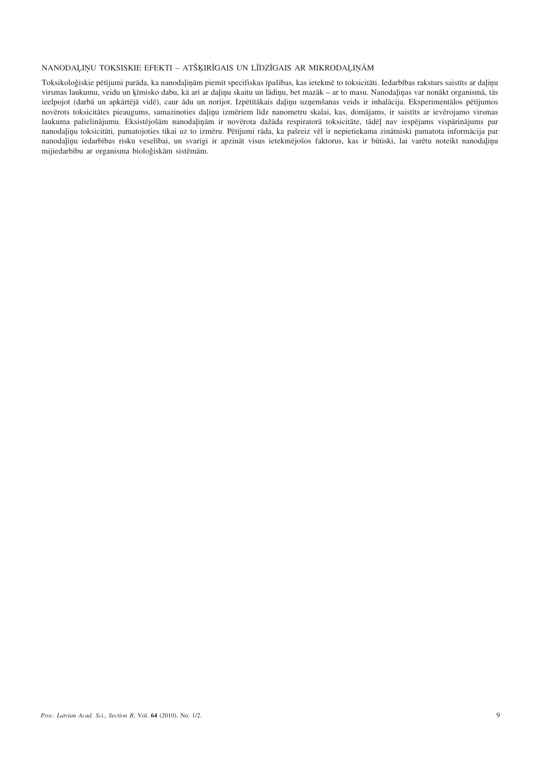## NANODAĻIŅU TOKSISKIE EFEKTI – ATŠĶIRĪGAIS UN LĪDZĪGAIS AR MIKRODAĻIŅĀM

Toksikoloģiskie pētījumi parāda, ka nanodaļiņām piemīt specifiskas īpašības, kas ietekmē to toksicitāti. Iedarbības raksturs saistīts ar daļiņu virsmas laukumu, veidu un ķīmisko dabu, kā arī ar daļiņu skaitu un lādiņu, bet mazāk – ar to masu. Nanodaļiņas var nonākt organismā, tās ieelpojot (darbā un apkārtējā vidē), caur ādu un norijot. Izpētītākais daļiņu uzņemšanas veids ir inhalācija. Eksperimentālos pētījumos novērots toksicitātes pieaugums, samazinoties daļiņu izmēriem līdz nanometru skalai, kas, domājams, ir saistīts ar ievērojamo virsmas laukuma palielinājumu. Eksistējošām nanodaļiņām ir novērota dažāda respiratorā toksicitāte, tādēļ nav iespējams vispārinājums par nanodaļiņu toksicitāti, pamatojoties tikai uz to izmēru. Pētījumi rāda, ka pašreiz vēl ir nepietiekama zinātniski pamatota informācija par nanodaļiņu iedarbības risku veselībai, un svarīgi ir apzināt visus ietekmējošos faktorus, kas ir būtiski, lai varētu noteikt nanodaļiņu mijiedarbību ar organisma bioloģiskām sistēmām.